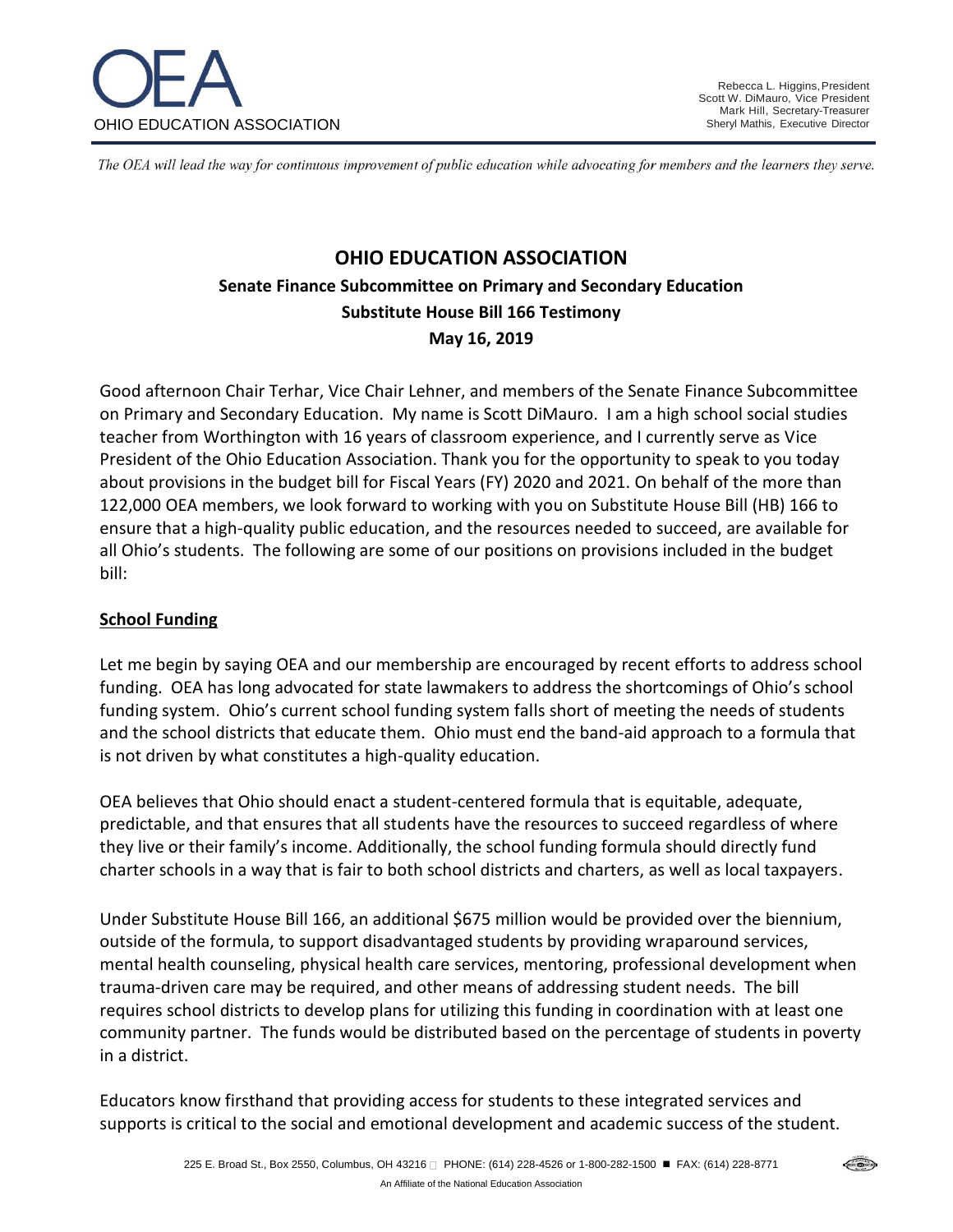OEA

OHIO EDUCATION ASSOCIATION

Rebecca L. Higgins, President
Scott W. DiMauro, Vice President
Mark Hill, Secretary-Treasurer
Sheryl Mathis, Executive Director

*The OEA will lead the way for continuous improvement of public education while advocating for members and the learners they serve.*

# OHIO EDUCATION ASSOCIATION

## Senate Finance Subcommittee on Primary and Secondary Education
## Substitute House Bill 166 Testimony
## May 16, 2019

Good afternoon Chair Terhar, Vice Chair Lehner, and members of the Senate Finance Subcommittee on Primary and Secondary Education. My name is Scott DiMauro. I am a high school social studies teacher from Worthington with 16 years of classroom experience, and I currently serve as Vice President of the Ohio Education Association. Thank you for the opportunity to speak to you today about provisions in the budget bill for Fiscal Years (FY) 2020 and 2021. On behalf of the more than 122,000 OEA members, we look forward to working with you on Substitute House Bill (HB) 166 to ensure that a high-quality public education, and the resources needed to succeed, are available for all Ohio's students. The following are some of our positions on provisions included in the budget bill:

### **School Funding**

Let me begin by saying OEA and our membership are encouraged by recent efforts to address school funding. OEA has long advocated for state lawmakers to address the shortcomings of Ohio's school funding system. Ohio's current school funding system falls short of meeting the needs of students and the school districts that educate them. Ohio must end the band-aid approach to a formula that is not driven by what constitutes a high-quality education.

OEA believes that Ohio should enact a student-centered formula that is equitable, adequate, predictable, and that ensures that all students have the resources to succeed regardless of where they live or their family's income. Additionally, the school funding formula should directly fund charter schools in a way that is fair to both school districts and charters, as well as local taxpayers.

Under Substitute House Bill 166, an additional $675 million would be provided over the biennium, outside of the formula, to support disadvantaged students by providing wraparound services, mental health counseling, physical health care services, mentoring, professional development when trauma-driven care may be required, and other means of addressing student needs. The bill requires school districts to develop plans for utilizing this funding in coordination with at least one community partner. The funds would be distributed based on the percentage of students in poverty in a district.

Educators know firsthand that providing access for students to these integrated services and supports is critical to the social and emotional development and academic success of the student.

225 E. Broad St., Box 2550, Columbus, OH 43216 PHONE: (614) 228-4526 or 1-800-282-1500 ■ FAX: (614) 228-8771
An Affiliate of the National Education Association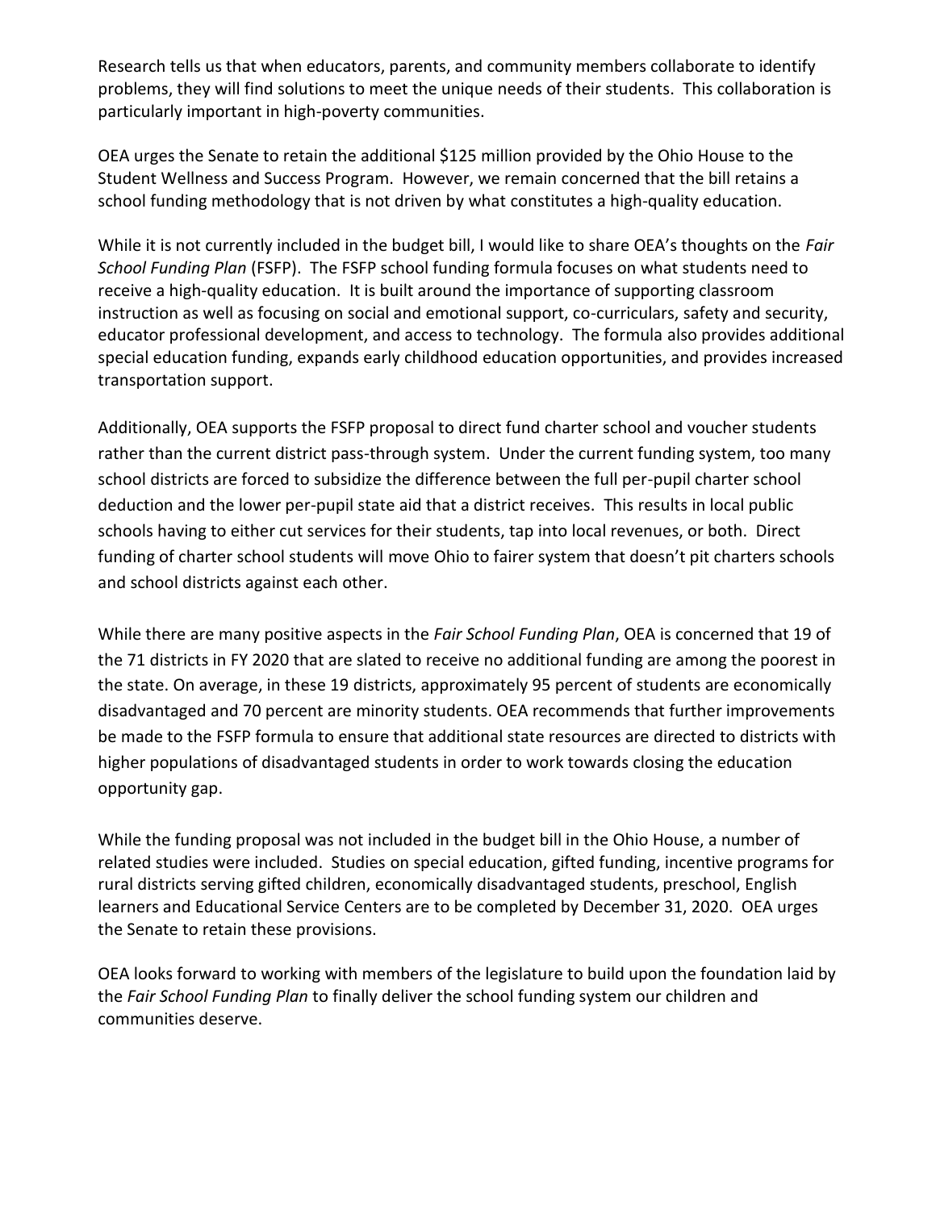Research tells us that when educators, parents, and community members collaborate to identify problems, they will find solutions to meet the unique needs of their students. This collaboration is particularly important in high-poverty communities.

OEA urges the Senate to retain the additional $125 million provided by the Ohio House to the Student Wellness and Success Program. However, we remain concerned that the bill retains a school funding methodology that is not driven by what constitutes a high-quality education.

While it is not currently included in the budget bill, I would like to share OEA's thoughts on the *Fair School Funding Plan* (FSFP). The FSFP school funding formula focuses on what students need to receive a high-quality education. It is built around the importance of supporting classroom instruction as well as focusing on social and emotional support, co-curriculars, safety and security, educator professional development, and access to technology. The formula also provides additional special education funding, expands early childhood education opportunities, and provides increased transportation support.

Additionally, OEA supports the FSFP proposal to direct fund charter school and voucher students rather than the current district pass-through system. Under the current funding system, too many school districts are forced to subsidize the difference between the full per-pupil charter school deduction and the lower per-pupil state aid that a district receives. This results in local public schools having to either cut services for their students, tap into local revenues, or both. Direct funding of charter school students will move Ohio to fairer system that doesn't pit charters schools and school districts against each other.

While there are many positive aspects in the *Fair School Funding Plan*, OEA is concerned that 19 of the 71 districts in FY 2020 that are slated to receive no additional funding are among the poorest in the state. On average, in these 19 districts, approximately 95 percent of students are economically disadvantaged and 70 percent are minority students. OEA recommends that further improvements be made to the FSFP formula to ensure that additional state resources are directed to districts with higher populations of disadvantaged students in order to work towards closing the education opportunity gap.

While the funding proposal was not included in the budget bill in the Ohio House, a number of related studies were included. Studies on special education, gifted funding, incentive programs for rural districts serving gifted children, economically disadvantaged students, preschool, English learners and Educational Service Centers are to be completed by December 31, 2020. OEA urges the Senate to retain these provisions.

OEA looks forward to working with members of the legislature to build upon the foundation laid by the *Fair School Funding Plan* to finally deliver the school funding system our children and communities deserve.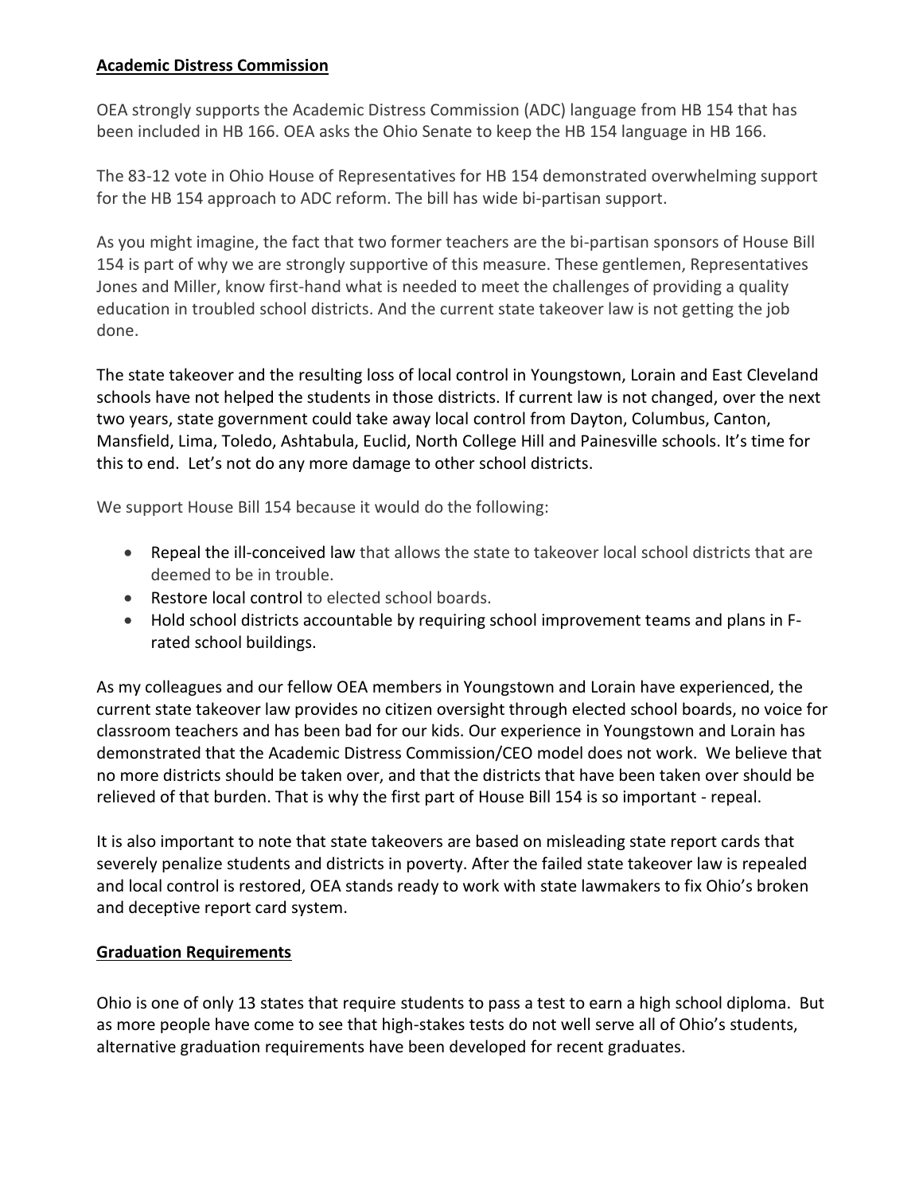**Academic Distress Commission**

OEA strongly supports the Academic Distress Commission (ADC) language from HB 154 that has been included in HB 166. OEA asks the Ohio Senate to keep the HB 154 language in HB 166.

The 83-12 vote in Ohio House of Representatives for HB 154 demonstrated overwhelming support for the HB 154 approach to ADC reform. The bill has wide bi-partisan support.

As you might imagine, the fact that two former teachers are the bi-partisan sponsors of House Bill 154 is part of why we are strongly supportive of this measure. These gentlemen, Representatives Jones and Miller, know first-hand what is needed to meet the challenges of providing a quality education in troubled school districts. And the current state takeover law is not getting the job done.

The state takeover and the resulting loss of local control in Youngstown, Lorain and East Cleveland schools have not helped the students in those districts. If current law is not changed, over the next two years, state government could take away local control from Dayton, Columbus, Canton, Mansfield, Lima, Toledo, Ashtabula, Euclid, North College Hill and Painesville schools. It's time for this to end. Let's not do any more damage to other school districts.

We support House Bill 154 because it would do the following:

- Repeal the ill-conceived law that allows the state to takeover local school districts that are deemed to be in trouble.
- Restore local control to elected school boards.
- Hold school districts accountable by requiring school improvement teams and plans in F-rated school buildings.

As my colleagues and our fellow OEA members in Youngstown and Lorain have experienced, the current state takeover law provides no citizen oversight through elected school boards, no voice for classroom teachers and has been bad for our kids. Our experience in Youngstown and Lorain has demonstrated that the Academic Distress Commission/CEO model does not work. We believe that no more districts should be taken over, and that the districts that have been taken over should be relieved of that burden. That is why the first part of House Bill 154 is so important - repeal.

It is also important to note that state takeovers are based on misleading state report cards that severely penalize students and districts in poverty. After the failed state takeover law is repealed and local control is restored, OEA stands ready to work with state lawmakers to fix Ohio's broken and deceptive report card system.

**Graduation Requirements**

Ohio is one of only 13 states that require students to pass a test to earn a high school diploma. But as more people have come to see that high-stakes tests do not well serve all of Ohio's students, alternative graduation requirements have been developed for recent graduates.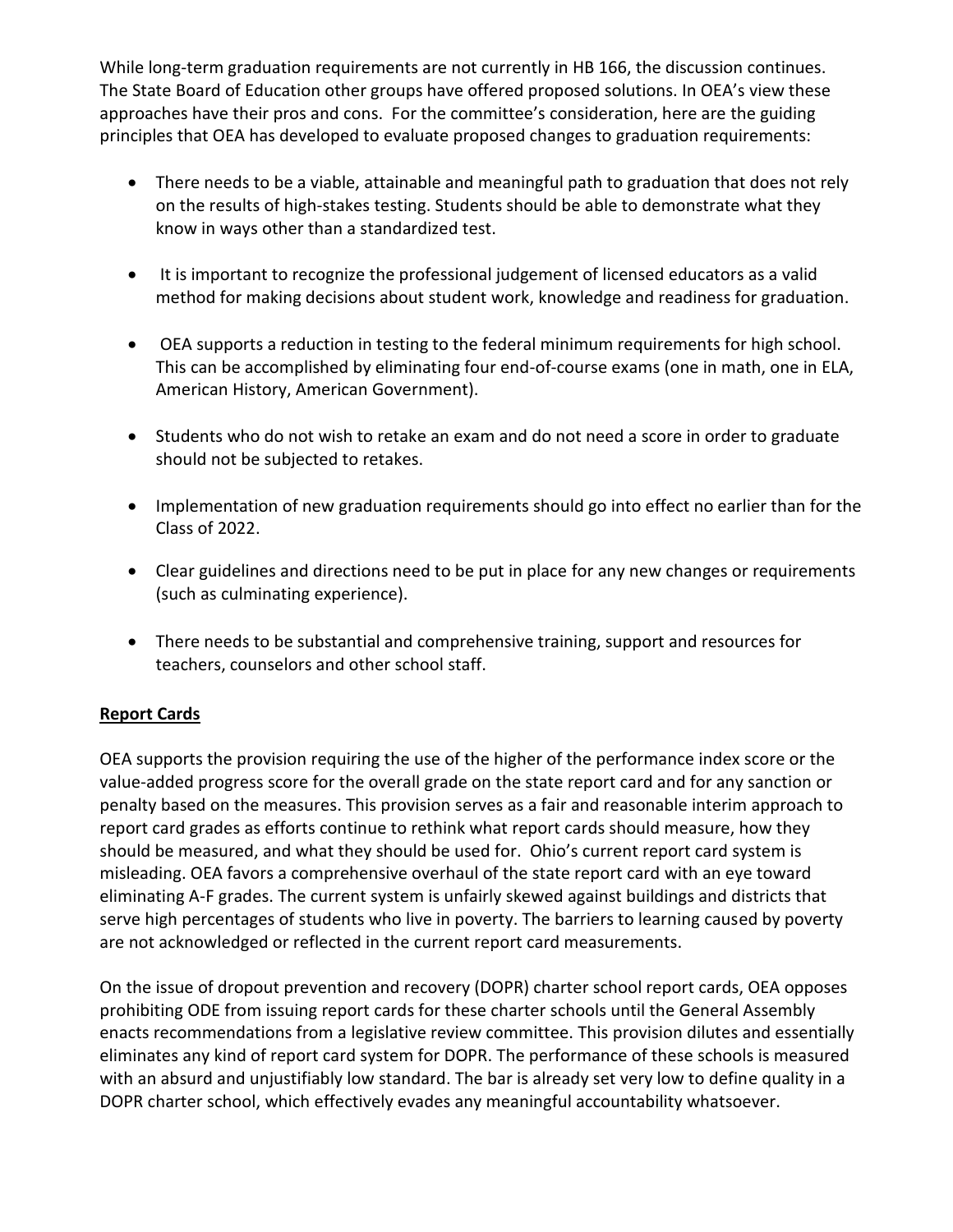While long-term graduation requirements are not currently in HB 166, the discussion continues. The State Board of Education other groups have offered proposed solutions. In OEA's view these approaches have their pros and cons. For the committee's consideration, here are the guiding principles that OEA has developed to evaluate proposed changes to graduation requirements:

- There needs to be a viable, attainable and meaningful path to graduation that does not rely on the results of high-stakes testing. Students should be able to demonstrate what they know in ways other than a standardized test.
- It is important to recognize the professional judgement of licensed educators as a valid method for making decisions about student work, knowledge and readiness for graduation.
- OEA supports a reduction in testing to the federal minimum requirements for high school. This can be accomplished by eliminating four end-of-course exams (one in math, one in ELA, American History, American Government).
- Students who do not wish to retake an exam and do not need a score in order to graduate should not be subjected to retakes.
- Implementation of new graduation requirements should go into effect no earlier than for the Class of 2022.
- Clear guidelines and directions need to be put in place for any new changes or requirements (such as culminating experience).
- There needs to be substantial and comprehensive training, support and resources for teachers, counselors and other school staff.

**Report Cards**

OEA supports the provision requiring the use of the higher of the performance index score or the value-added progress score for the overall grade on the state report card and for any sanction or penalty based on the measures. This provision serves as a fair and reasonable interim approach to report card grades as efforts continue to rethink what report cards should measure, how they should be measured, and what they should be used for. Ohio's current report card system is misleading. OEA favors a comprehensive overhaul of the state report card with an eye toward eliminating A-F grades. The current system is unfairly skewed against buildings and districts that serve high percentages of students who live in poverty. The barriers to learning caused by poverty are not acknowledged or reflected in the current report card measurements.

On the issue of dropout prevention and recovery (DOPR) charter school report cards, OEA opposes prohibiting ODE from issuing report cards for these charter schools until the General Assembly enacts recommendations from a legislative review committee. This provision dilutes and essentially eliminates any kind of report card system for DOPR. The performance of these schools is measured with an absurd and unjustifiably low standard. The bar is already set very low to define quality in a DOPR charter school, which effectively evades any meaningful accountability whatsoever.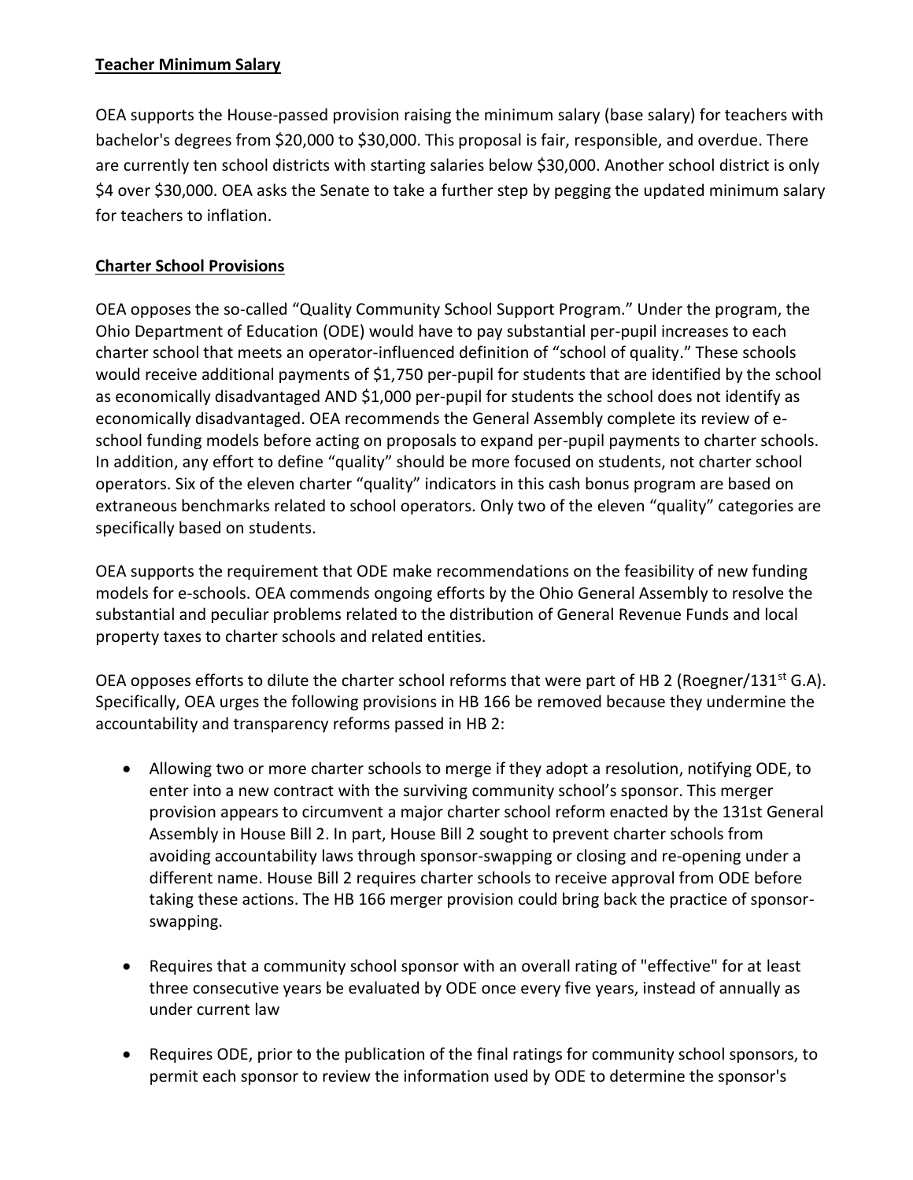**Teacher Minimum Salary**

OEA supports the House-passed provision raising the minimum salary (base salary) for teachers with bachelor's degrees from $20,000 to $30,000. This proposal is fair, responsible, and overdue. There are currently ten school districts with starting salaries below $30,000. Another school district is only $4 over $30,000. OEA asks the Senate to take a further step by pegging the updated minimum salary for teachers to inflation.

**Charter School Provisions**

OEA opposes the so-called "Quality Community School Support Program." Under the program, the Ohio Department of Education (ODE) would have to pay substantial per-pupil increases to each charter school that meets an operator-influenced definition of "school of quality." These schools would receive additional payments of $1,750 per-pupil for students that are identified by the school as economically disadvantaged AND $1,000 per-pupil for students the school does not identify as economically disadvantaged. OEA recommends the General Assembly complete its review of e-school funding models before acting on proposals to expand per-pupil payments to charter schools. In addition, any effort to define "quality" should be more focused on students, not charter school operators. Six of the eleven charter "quality" indicators in this cash bonus program are based on extraneous benchmarks related to school operators. Only two of the eleven "quality" categories are specifically based on students.

OEA supports the requirement that ODE make recommendations on the feasibility of new funding models for e-schools. OEA commends ongoing efforts by the Ohio General Assembly to resolve the substantial and peculiar problems related to the distribution of General Revenue Funds and local property taxes to charter schools and related entities.

OEA opposes efforts to dilute the charter school reforms that were part of HB 2 (Roegner/131st G.A). Specifically, OEA urges the following provisions in HB 166 be removed because they undermine the accountability and transparency reforms passed in HB 2:

- Allowing two or more charter schools to merge if they adopt a resolution, notifying ODE, to enter into a new contract with the surviving community school's sponsor. This merger provision appears to circumvent a major charter school reform enacted by the 131st General Assembly in House Bill 2. In part, House Bill 2 sought to prevent charter schools from avoiding accountability laws through sponsor-swapping or closing and re-opening under a different name. House Bill 2 requires charter schools to receive approval from ODE before taking these actions. The HB 166 merger provision could bring back the practice of sponsor-swapping.

- Requires that a community school sponsor with an overall rating of "effective" for at least three consecutive years be evaluated by ODE once every five years, instead of annually as under current law

- Requires ODE, prior to the publication of the final ratings for community school sponsors, to permit each sponsor to review the information used by ODE to determine the sponsor's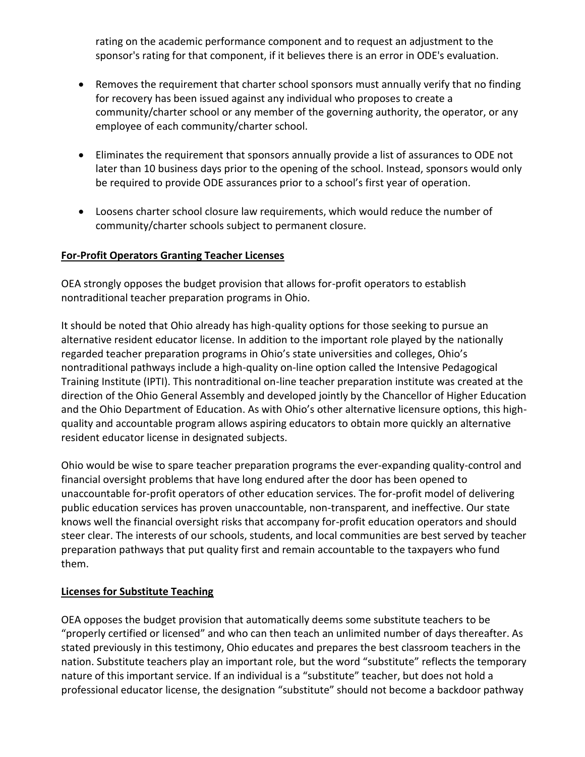rating on the academic performance component and to request an adjustment to the sponsor's rating for that component, if it believes there is an error in ODE's evaluation.

- Removes the requirement that charter school sponsors must annually verify that no finding for recovery has been issued against any individual who proposes to create a community/charter school or any member of the governing authority, the operator, or any employee of each community/charter school.
- Eliminates the requirement that sponsors annually provide a list of assurances to ODE not later than 10 business days prior to the opening of the school. Instead, sponsors would only be required to provide ODE assurances prior to a school's first year of operation.
- Loosens charter school closure law requirements, which would reduce the number of community/charter schools subject to permanent closure.

**For-Profit Operators Granting Teacher Licenses**

OEA strongly opposes the budget provision that allows for-profit operators to establish nontraditional teacher preparation programs in Ohio.

It should be noted that Ohio already has high-quality options for those seeking to pursue an alternative resident educator license. In addition to the important role played by the nationally regarded teacher preparation programs in Ohio's state universities and colleges, Ohio's nontraditional pathways include a high-quality on-line option called the Intensive Pedagogical Training Institute (IPTI). This nontraditional on-line teacher preparation institute was created at the direction of the Ohio General Assembly and developed jointly by the Chancellor of Higher Education and the Ohio Department of Education. As with Ohio's other alternative licensure options, this high-quality and accountable program allows aspiring educators to obtain more quickly an alternative resident educator license in designated subjects.

Ohio would be wise to spare teacher preparation programs the ever-expanding quality-control and financial oversight problems that have long endured after the door has been opened to unaccountable for-profit operators of other education services. The for-profit model of delivering public education services has proven unaccountable, non-transparent, and ineffective. Our state knows well the financial oversight risks that accompany for-profit education operators and should steer clear. The interests of our schools, students, and local communities are best served by teacher preparation pathways that put quality first and remain accountable to the taxpayers who fund them.

**Licenses for Substitute Teaching**

OEA opposes the budget provision that automatically deems some substitute teachers to be "properly certified or licensed" and who can then teach an unlimited number of days thereafter. As stated previously in this testimony, Ohio educates and prepares the best classroom teachers in the nation. Substitute teachers play an important role, but the word "substitute" reflects the temporary nature of this important service. If an individual is a "substitute" teacher, but does not hold a professional educator license, the designation "substitute" should not become a backdoor pathway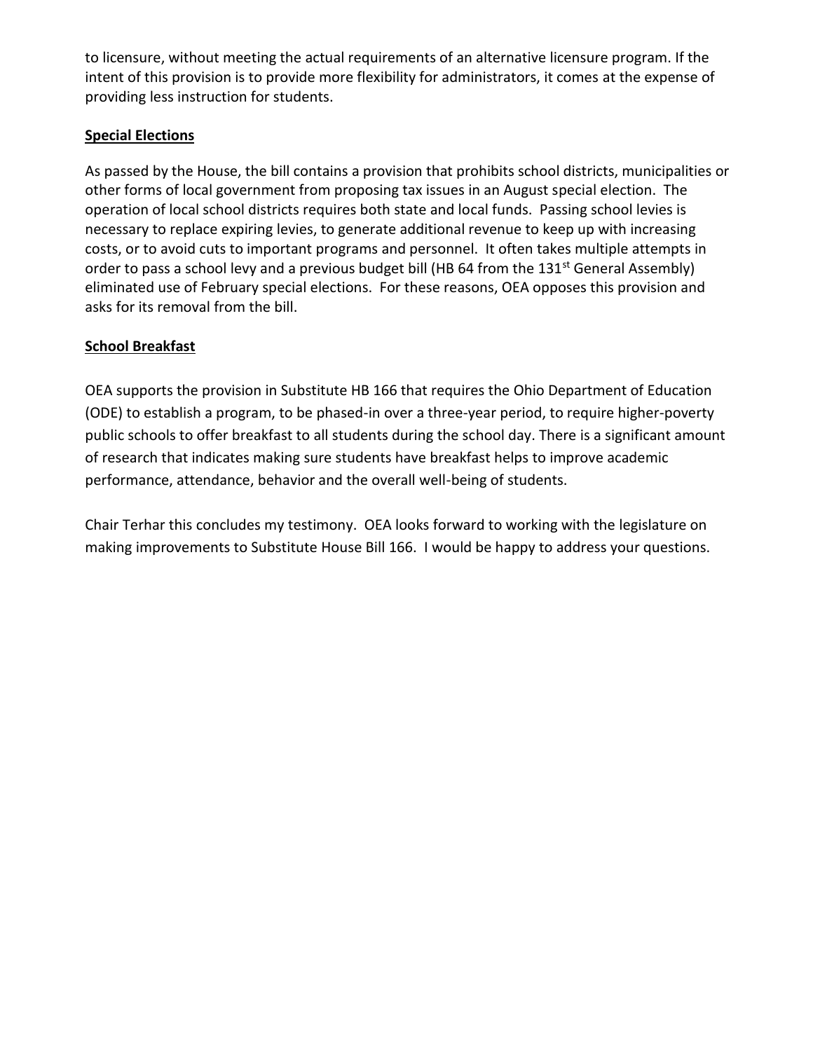to licensure, without meeting the actual requirements of an alternative licensure program. If the intent of this provision is to provide more flexibility for administrators, it comes at the expense of providing less instruction for students.

**Special Elections**

As passed by the House, the bill contains a provision that prohibits school districts, municipalities or other forms of local government from proposing tax issues in an August special election. The operation of local school districts requires both state and local funds. Passing school levies is necessary to replace expiring levies, to generate additional revenue to keep up with increasing costs, or to avoid cuts to important programs and personnel. It often takes multiple attempts in order to pass a school levy and a previous budget bill (HB 64 from the 131st General Assembly) eliminated use of February special elections. For these reasons, OEA opposes this provision and asks for its removal from the bill.

**School Breakfast**

OEA supports the provision in Substitute HB 166 that requires the Ohio Department of Education (ODE) to establish a program, to be phased-in over a three-year period, to require higher-poverty public schools to offer breakfast to all students during the school day. There is a significant amount of research that indicates making sure students have breakfast helps to improve academic performance, attendance, behavior and the overall well-being of students.

Chair Terhar this concludes my testimony. OEA looks forward to working with the legislature on making improvements to Substitute House Bill 166. I would be happy to address your questions.